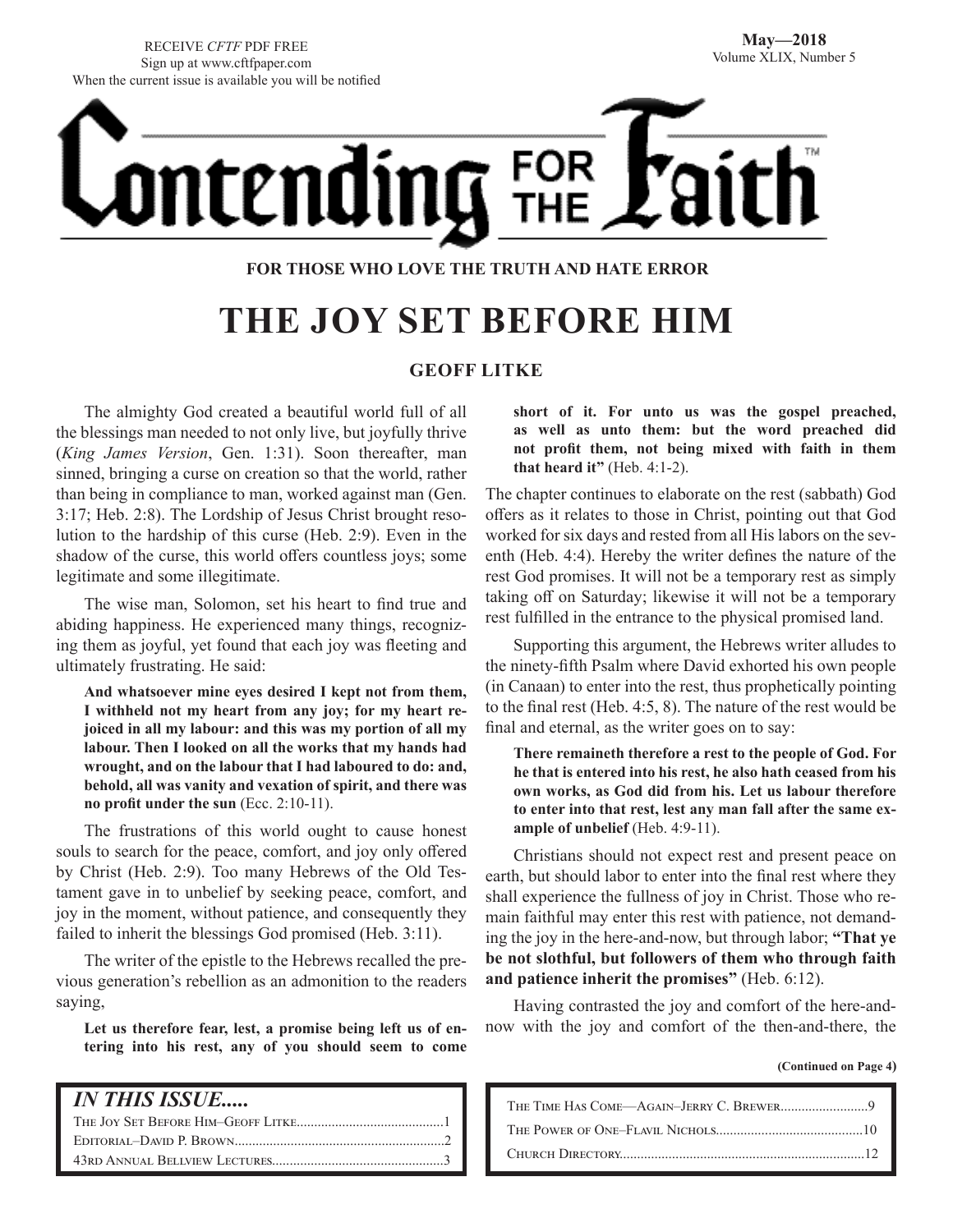RECEIVE *CFTF* PDF FREE
Sign up at www.cftfpaper.com
When the current issue is available you will be notified

**May—2018**
Volume XLIX, Number 5

# Contending for the Faith™

**FOR THOSE WHO LOVE THE TRUTH AND HATE ERROR**

## THE JOY SET BEFORE HIM

**GEOFF LITKE**

The almighty God created a beautiful world full of all the blessings man needed to not only live, but joyfully thrive (*King James Version*, Gen. 1:31). Soon thereafter, man sinned, bringing a curse on creation so that the world, rather than being in compliance to man, worked against man (Gen. 3:17; Heb. 2:8). The Lordship of Jesus Christ brought resolution to the hardship of this curse (Heb. 2:9). Even in the shadow of the curse, this world offers countless joys; some legitimate and some illegitimate.

The wise man, Solomon, set his heart to find true and abiding happiness. He experienced many things, recognizing them as joyful, yet found that each joy was fleeting and ultimately frustrating. He said:

> **And whatsoever mine eyes desired I kept not from them, I withheld not my heart from any joy; for my heart rejoiced in all my labour: and this was my portion of all my labour. Then I looked on all the works that my hands had wrought, and on the labour that I had laboured to do: and, behold, all was vanity and vexation of spirit, and there was no profit under the sun** (Ecc. 2:10-11).

The frustrations of this world ought to cause honest souls to search for the peace, comfort, and joy only offered by Christ (Heb. 2:9). Too many Hebrews of the Old Testament gave in to unbelief by seeking peace, comfort, and joy in the moment, without patience, and consequently they failed to inherit the blessings God promised (Heb. 3:11).

The writer of the epistle to the Hebrews recalled the previous generation's rebellion as an admonition to the readers saying,

> **Let us therefore fear, lest, a promise being left us of entering into his rest, any of you should seem to come short of it. For unto us was the gospel preached, as well as unto them: but the word preached did not profit them, not being mixed with faith in them that heard it"** (Heb. 4:1-2).

The chapter continues to elaborate on the rest (sabbath) God offers as it relates to those in Christ, pointing out that God worked for six days and rested from all His labors on the seventh (Heb. 4:4). Hereby the writer defines the nature of the rest God promises. It will not be a temporary rest as simply taking off on Saturday; likewise it will not be a temporary rest fulfilled in the entrance to the physical promised land.

Supporting this argument, the Hebrews writer alludes to the ninety-fifth Psalm where David exhorted his own people (in Canaan) to enter into the rest, thus prophetically pointing to the final rest (Heb. 4:5, 8). The nature of the rest would be final and eternal, as the writer goes on to say:

> **There remaineth therefore a rest to the people of God. For he that is entered into his rest, he also hath ceased from his own works, as God did from his. Let us labour therefore to enter into that rest, lest any man fall after the same example of unbelief** (Heb. 4:9-11).

Christians should not expect rest and present peace on earth, but should labor to enter into the final rest where they shall experience the fullness of joy in Christ. Those who remain faithful may enter this rest with patience, not demanding the joy in the here-and-now, but through labor; **"That ye be not slothful, but followers of them who through faith and patience inherit the promises"** (Heb. 6:12).

Having contrasted the joy and comfort of the here-and-now with the joy and comfort of the then-and-there, the

**(Continued on Page 4)**

### *IN THIS ISSUE.....*

| | |
|---|---|
| The Joy Set Before Him–Geoff Litke | 1 |
| Editorial–David P. Brown | 2 |
| 43rd Annual Bellview Lectures | 3 |
| The Time Has Come—Again–Jerry C. Brewer | 9 |
| The Power of One–Flavil Nichols | 10 |
| Church Directory | 12 |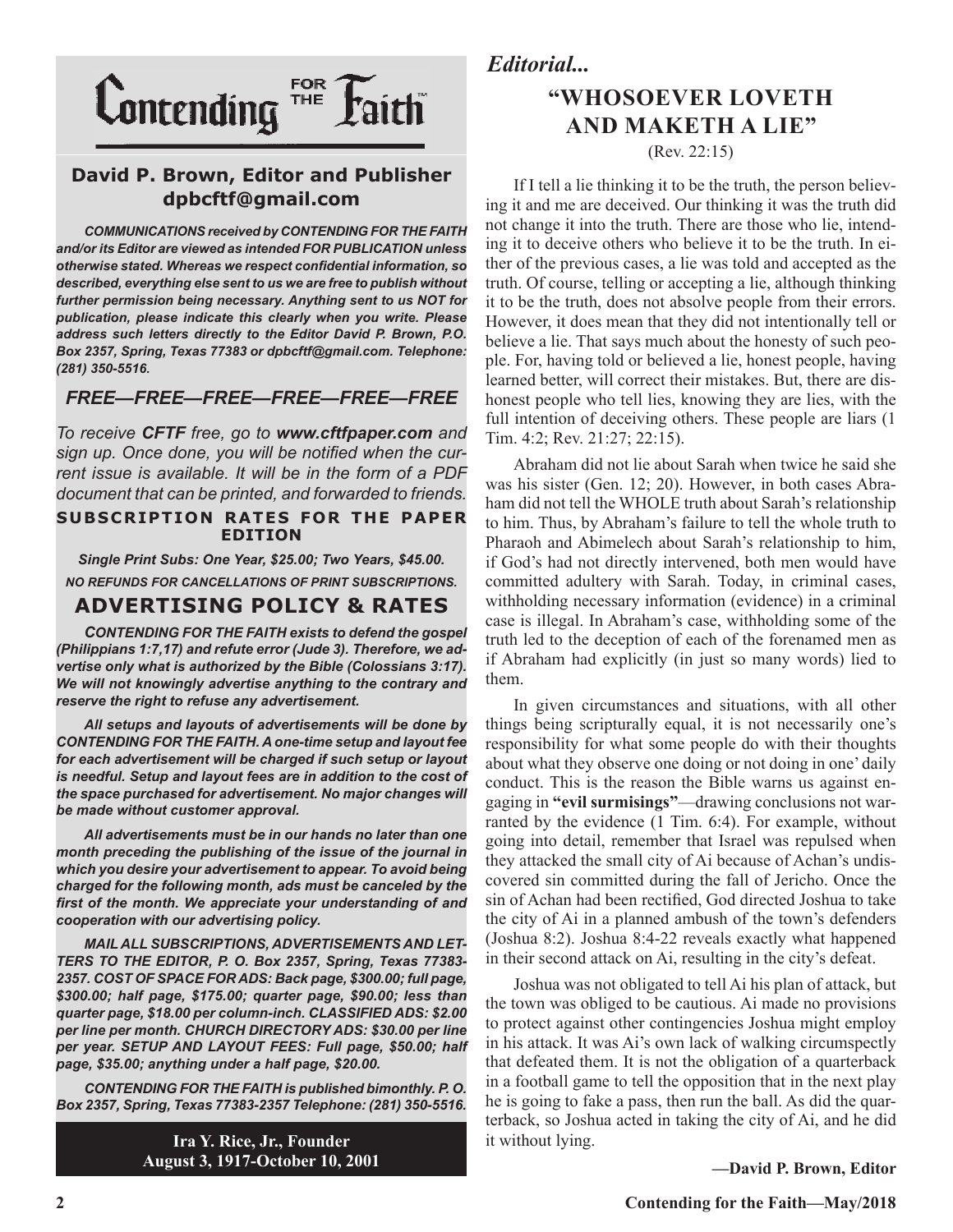# Contending FOR THE Faith

**David P. Brown, Editor and Publisher**
**dpbcftf@gmail.com**

***COMMUNICATIONS received by CONTENDING FOR THE FAITH and/or its Editor are viewed as intended FOR PUBLICATION unless otherwise stated. Whereas we respect confidential information, so described, everything else sent to us we are free to publish without further permission being necessary. Anything sent to us NOT for publication, please indicate this clearly when you write. Please address such letters directly to the Editor David P. Brown, P.O. Box 2357, Spring, Texas 77383 or dpbcftf@gmail.com. Telephone: (281) 350-5516.***

***FREE—FREE—FREE—FREE—FREE—FREE***

*To receive **CFTF** free, go to **www.cftfpaper.com** and sign up. Once done, you will be notified when the current issue is available. It will be in the form of a PDF document that can be printed, and forwarded to friends.*

**SUBSCRIPTION RATES FOR THE PAPER EDITION**

***Single Print Subs: One Year, $25.00; Two Years, $45.00.***

***NO REFUNDS FOR CANCELLATIONS OF PRINT SUBSCRIPTIONS.***

## ADVERTISING POLICY & RATES

***CONTENDING FOR THE FAITH exists to defend the gospel (Philippians 1:7,17) and refute error (Jude 3). Therefore, we advertise only what is authorized by the Bible (Colossians 3:17). We will not knowingly advertise anything to the contrary and reserve the right to refuse any advertisement.***

***All setups and layouts of advertisements will be done by CONTENDING FOR THE FAITH. A one-time setup and layout fee for each advertisement will be charged if such setup or layout is needful. Setup and layout fees are in addition to the cost of the space purchased for advertisement. No major changes will be made without customer approval.***

***All advertisements must be in our hands no later than one month preceding the publishing of the issue of the journal in which you desire your advertisement to appear. To avoid being charged for the following month, ads must be canceled by the first of the month. We appreciate your understanding of and cooperation with our advertising policy.***

***MAIL ALL SUBSCRIPTIONS, ADVERTISEMENTS AND LETTERS TO THE EDITOR, P. O. Box 2357, Spring, Texas 77383-2357. COST OF SPACE FOR ADS: Back page, $300.00; full page, $300.00; half page, $175.00; quarter page, $90.00; less than quarter page, $18.00 per column-inch. CLASSIFIED ADS: $2.00 per line per month. CHURCH DIRECTORY ADS: $30.00 per line per year. SETUP AND LAYOUT FEES: Full page, $50.00; half page, $35.00; anything under a half page, $20.00.***

***CONTENDING FOR THE FAITH is published bimonthly. P. O. Box 2357, Spring, Texas 77383-2357 Telephone: (281) 350-5516.***

**Ira Y. Rice, Jr., Founder**
**August 3, 1917-October 10, 2001**

*Editorial...*

## "WHOSOEVER LOVETH AND MAKETH A LIE"

(Rev. 22:15)

If I tell a lie thinking it to be the truth, the person believing it and me are deceived. Our thinking it was the truth did not change it into the truth. There are those who lie, intending it to deceive others who believe it to be the truth. In either of the previous cases, a lie was told and accepted as the truth. Of course, telling or accepting a lie, although thinking it to be the truth, does not absolve people from their errors. However, it does mean that they did not intentionally tell or believe a lie. That says much about the honesty of such people. For, having told or believed a lie, honest people, having learned better, will correct their mistakes. But, there are dishonest people who tell lies, knowing they are lies, with the full intention of deceiving others. These people are liars (1 Tim. 4:2; Rev. 21:27; 22:15).

Abraham did not lie about Sarah when twice he said she was his sister (Gen. 12; 20). However, in both cases Abraham did not tell the WHOLE truth about Sarah's relationship to him. Thus, by Abraham's failure to tell the whole truth to Pharaoh and Abimelech about Sarah's relationship to him, if God's had not directly intervened, both men would have committed adultery with Sarah. Today, in criminal cases, withholding necessary information (evidence) in a criminal case is illegal. In Abraham's case, withholding some of the truth led to the deception of each of the forenamed men as if Abraham had explicitly (in just so many words) lied to them.

In given circumstances and situations, with all other things being scripturally equal, it is not necessarily one's responsibility for what some people do with their thoughts about what they observe one doing or not doing in one' daily conduct. This is the reason the Bible warns us against engaging in **"evil surmisings"**—drawing conclusions not warranted by the evidence (1 Tim. 6:4). For example, without going into detail, remember that Israel was repulsed when they attacked the small city of Ai because of Achan's undiscovered sin committed during the fall of Jericho. Once the sin of Achan had been rectified, God directed Joshua to take the city of Ai in a planned ambush of the town's defenders (Joshua 8:2). Joshua 8:4-22 reveals exactly what happened in their second attack on Ai, resulting in the city's defeat.

Joshua was not obligated to tell Ai his plan of attack, but the town was obliged to be cautious. Ai made no provisions to protect against other contingencies Joshua might employ in his attack. It was Ai's own lack of walking circumspectly that defeated them. It is not the obligation of a quarterback in a football game to tell the opposition that in the next play he is going to fake a pass, then run the ball. As did the quarterback, so Joshua acted in taking the city of Ai, and he did it without lying.

**—David P. Brown, Editor**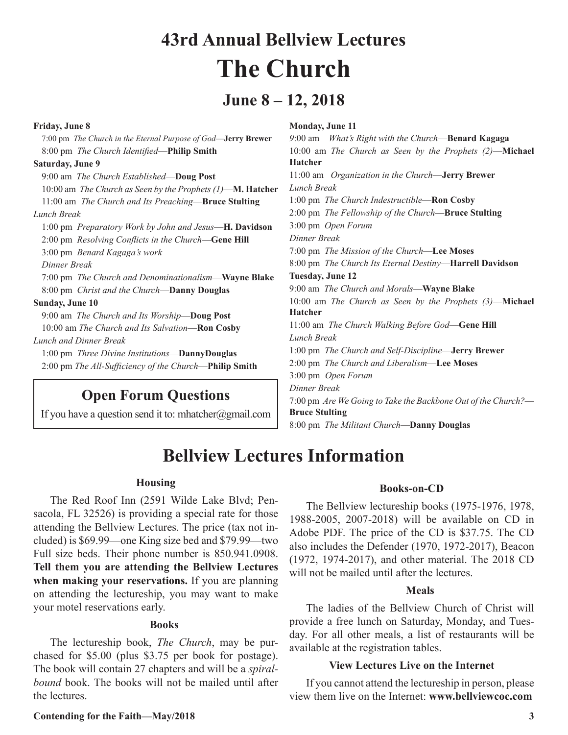## 43rd Annual Bellview Lectures

# The Church

### June 8 – 12, 2018

**Friday, June 8**

7:00 pm *The Church in the Eternal Purpose of God*—**Jerry Brewer**
8:00 pm *The Church Identified*—**Philip Smith**

**Saturday, June 9**

9:00 am *The Church Established*—**Doug Post**
10:00 am *The Church as Seen by the Prophets (1)*—**M. Hatcher**
11:00 am *The Church and Its Preaching*—**Bruce Stulting**
*Lunch Break*
1:00 pm *Preparatory Work by John and Jesus*—**H. Davidson**
2:00 pm *Resolving Conflicts in the Church*—**Gene Hill**
3:00 pm *Benard Kagaga's work*
*Dinner Break*
7:00 pm *The Church and Denominationalism*—**Wayne Blake**
8:00 pm *Christ and the Church*—**Danny Douglas**

**Sunday, June 10**

9:00 am *The Church and Its Worship*—**Doug Post**
10:00 am *The Church and Its Salvation*—**Ron Cosby**
*Lunch and Dinner Break*
1:00 pm *Three Divine Institutions*—**DannyDouglas**
2:00 pm *The All-Sufficiency of the Church*—**Philip Smith**

### Open Forum Questions

If you have a question send it to: mhatcher@gmail.com

**Monday, June 11**

9:00 am *What's Right with the Church*—**Benard Kagaga**
10:00 am *The Church as Seen by the Prophets (2)*—**Michael Hatcher**
11:00 am *Organization in the Church*—**Jerry Brewer**
*Lunch Break*
1:00 pm *The Church Indestructible*—**Ron Cosby**
2:00 pm *The Fellowship of the Church*—**Bruce Stulting**
3:00 pm *Open Forum*
*Dinner Break*
7:00 pm *The Mission of the Church*—**Lee Moses**
8:00 pm *The Church Its Eternal Destiny*—**Harrell Davidson**

**Tuesday, June 12**

9:00 am *The Church and Morals*—**Wayne Blake**
10:00 am *The Church as Seen by the Prophets (3)*—**Michael Hatcher**
11:00 am *The Church Walking Before God*—**Gene Hill**
*Lunch Break*
1:00 pm *The Church and Self-Discipline*—**Jerry Brewer**
2:00 pm *The Church and Liberalism*—**Lee Moses**
3:00 pm *Open Forum*
*Dinner Break*
7:00 pm *Are We Going to Take the Backbone Out of the Church?*—**Bruce Stulting**
8:00 pm *The Militant Church*—**Danny Douglas**

## Bellview Lectures Information

### Housing

The Red Roof Inn (2591 Wilde Lake Blvd; Pensacola, FL 32526) is providing a special rate for those attending the Bellview Lectures. The price (tax not included) is $69.99—one King size bed and $79.99—two Full size beds. Their phone number is 850.941.0908. **Tell them you are attending the Bellview Lectures when making your reservations.** If you are planning on attending the lectureship, you may want to make your motel reservations early.

### Books

The lectureship book, *The Church*, may be purchased for $5.00 (plus $3.75 per book for postage). The book will contain 27 chapters and will be a *spiral-bound* book. The books will not be mailed until after the lectures.

### Books-on-CD

The Bellview lectureship books (1975-1976, 1978, 1988-2005, 2007-2018) will be available on CD in Adobe PDF. The price of the CD is $37.75. The CD also includes the Defender (1970, 1972-2017), Beacon (1972, 1974-2017), and other material. The 2018 CD will not be mailed until after the lectures.

### Meals

The ladies of the Bellview Church of Christ will provide a free lunch on Saturday, Monday, and Tuesday. For all other meals, a list of restaurants will be available at the registration tables.

### View Lectures Live on the Internet

If you cannot attend the lectureship in person, please view them live on the Internet: **www.bellviewcoc.com**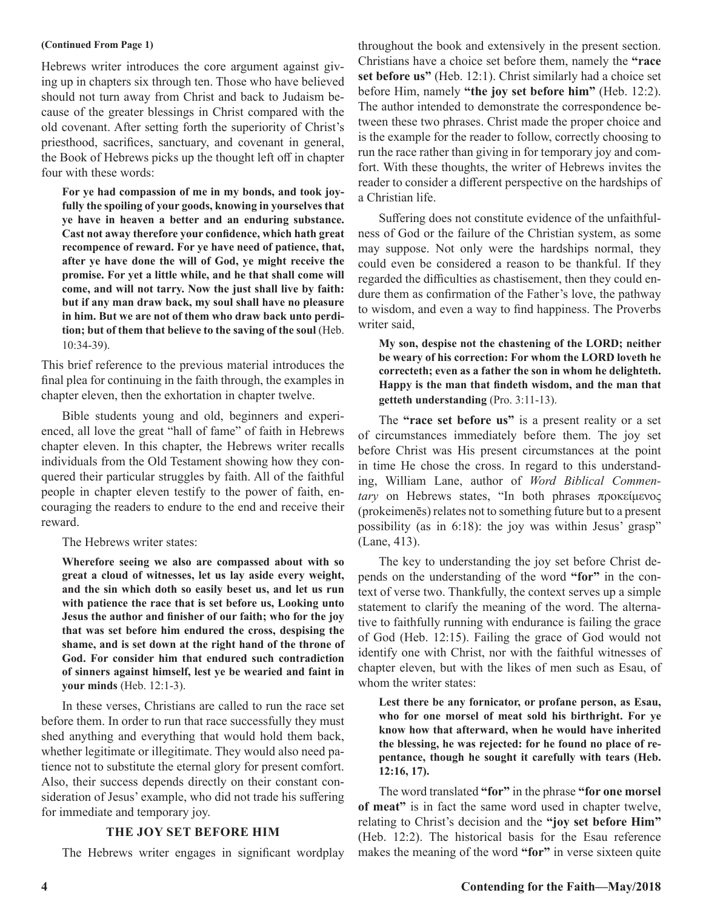**(Continued From Page 1)**

Hebrews writer introduces the core argument against giving up in chapters six through ten. Those who have believed should not turn away from Christ and back to Judaism because of the greater blessings in Christ compared with the old covenant. After setting forth the superiority of Christ's priesthood, sacrifices, sanctuary, and covenant in general, the Book of Hebrews picks up the thought left off in chapter four with these words:

> **For ye had compassion of me in my bonds, and took joyfully the spoiling of your goods, knowing in yourselves that ye have in heaven a better and an enduring substance. Cast not away therefore your confidence, which hath great recompence of reward. For ye have need of patience, that, after ye have done the will of God, ye might receive the promise. For yet a little while, and he that shall come will come, and will not tarry. Now the just shall live by faith: but if any man draw back, my soul shall have no pleasure in him. But we are not of them who draw back unto perdition; but of them that believe to the saving of the soul** (Heb. 10:34-39).

This brief reference to the previous material introduces the final plea for continuing in the faith through, the examples in chapter eleven, then the exhortation in chapter twelve.

Bible students young and old, beginners and experienced, all love the great "hall of fame" of faith in Hebrews chapter eleven. In this chapter, the Hebrews writer recalls individuals from the Old Testament showing how they conquered their particular struggles by faith. All of the faithful people in chapter eleven testify to the power of faith, encouraging the readers to endure to the end and receive their reward.

The Hebrews writer states:

> **Wherefore seeing we also are compassed about with so great a cloud of witnesses, let us lay aside every weight, and the sin which doth so easily beset us, and let us run with patience the race that is set before us, Looking unto Jesus the author and finisher of our faith; who for the joy that was set before him endured the cross, despising the shame, and is set down at the right hand of the throne of God. For consider him that endured such contradiction of sinners against himself, lest ye be wearied and faint in your minds** (Heb. 12:1-3).

In these verses, Christians are called to run the race set before them. In order to run that race successfully they must shed anything and everything that would hold them back, whether legitimate or illegitimate. They would also need patience not to substitute the eternal glory for present comfort. Also, their success depends directly on their constant consideration of Jesus' example, who did not trade his suffering for immediate and temporary joy.

### THE JOY SET BEFORE HIM

The Hebrews writer engages in significant wordplay throughout the book and extensively in the present section. Christians have a choice set before them, namely the **"race set before us"** (Heb. 12:1). Christ similarly had a choice set before Him, namely **"the joy set before him"** (Heb. 12:2). The author intended to demonstrate the correspondence between these two phrases. Christ made the proper choice and is the example for the reader to follow, correctly choosing to run the race rather than giving in for temporary joy and comfort. With these thoughts, the writer of Hebrews invites the reader to consider a different perspective on the hardships of a Christian life.

Suffering does not constitute evidence of the unfaithfulness of God or the failure of the Christian system, as some may suppose. Not only were the hardships normal, they could even be considered a reason to be thankful. If they regarded the difficulties as chastisement, then they could endure them as confirmation of the Father's love, the pathway to wisdom, and even a way to find happiness. The Proverbs writer said,

> **My son, despise not the chastening of the LORD; neither be weary of his correction: For whom the LORD loveth he correcteth; even as a father the son in whom he delighteth. Happy is the man that findeth wisdom, and the man that getteth understanding** (Pro. 3:11-13).

The **"race set before us"** is a present reality or a set of circumstances immediately before them. The joy set before Christ was His present circumstances at the point in time He chose the cross. In regard to this understanding, William Lane, author of *Word Biblical Commentary* on Hebrews states, "In both phrases προκείμενος (prokeimenēs) relates not to something future but to a present possibility (as in 6:18): the joy was within Jesus' grasp" (Lane, 413).

The key to understanding the joy set before Christ depends on the understanding of the word **"for"** in the context of verse two. Thankfully, the context serves up a simple statement to clarify the meaning of the word. The alternative to faithfully running with endurance is failing the grace of God (Heb. 12:15). Failing the grace of God would not identify one with Christ, nor with the faithful witnesses of chapter eleven, but with the likes of men such as Esau, of whom the writer states:

> **Lest there be any fornicator, or profane person, as Esau, who for one morsel of meat sold his birthright. For ye know how that afterward, when he would have inherited the blessing, he was rejected: for he found no place of repentance, though he sought it carefully with tears (Heb. 12:16, 17).**

The word translated **"for"** in the phrase **"for one morsel of meat"** is in fact the same word used in chapter twelve, relating to Christ's decision and the **"joy set before Him"** (Heb. 12:2). The historical basis for the Esau reference makes the meaning of the word **"for"** in verse sixteen quite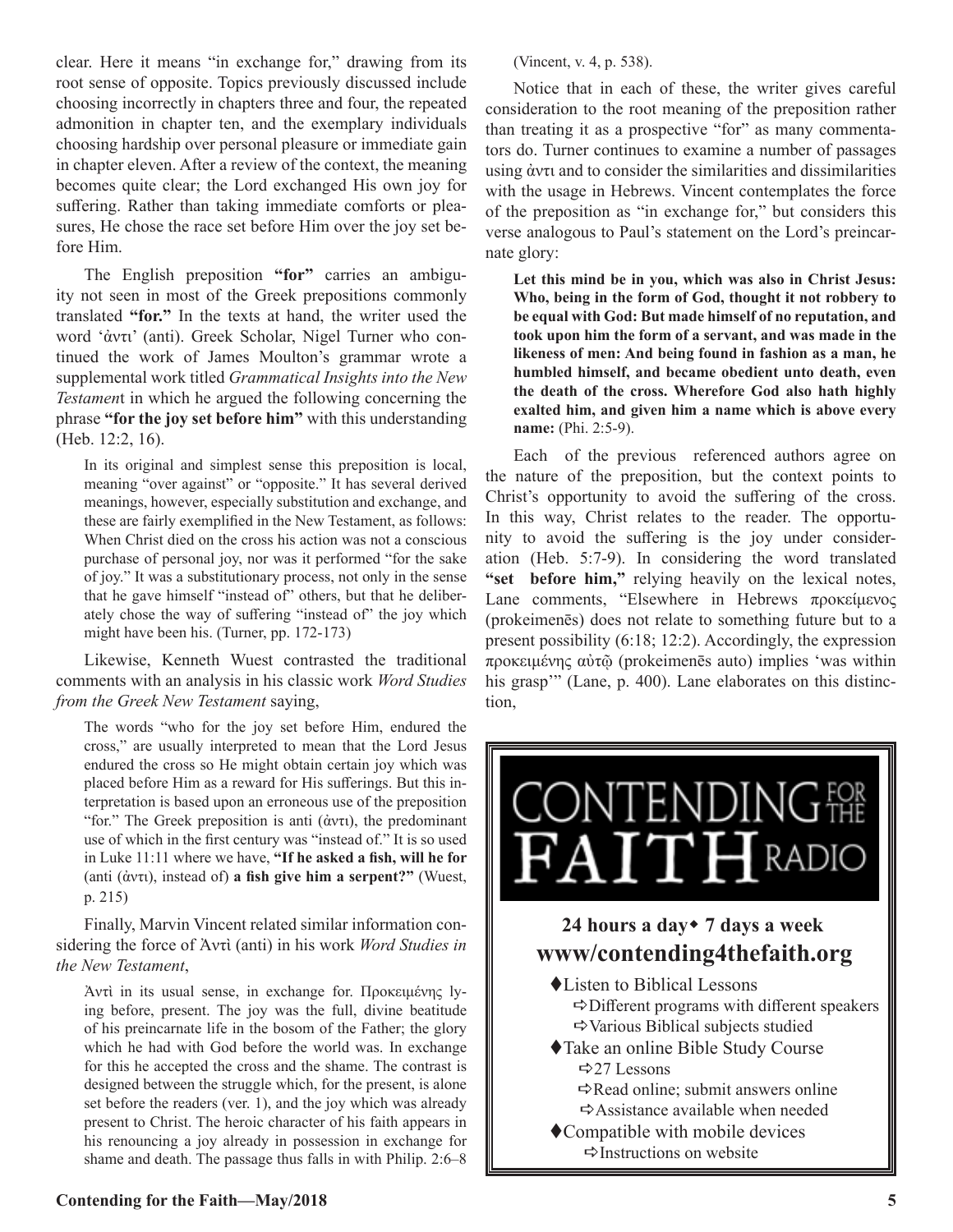clear. Here it means "in exchange for," drawing from its root sense of opposite. Topics previously discussed include choosing incorrectly in chapters three and four, the repeated admonition in chapter ten, and the exemplary individuals choosing hardship over personal pleasure or immediate gain in chapter eleven. After a review of the context, the meaning becomes quite clear; the Lord exchanged His own joy for suffering. Rather than taking immediate comforts or pleasures, He chose the race set before Him over the joy set before Him.

The English preposition **"for"** carries an ambiguity not seen in most of the Greek prepositions commonly translated **"for."** In the texts at hand, the writer used the word 'ἀντι' (anti). Greek Scholar, Nigel Turner who continued the work of James Moulton's grammar wrote a supplemental work titled *Grammatical Insights into the New Testament* in which he argued the following concerning the phrase **"for the joy set before him"** with this understanding (Heb. 12:2, 16).

> In its original and simplest sense this preposition is local, meaning "over against" or "opposite." It has several derived meanings, however, especially substitution and exchange, and these are fairly exemplified in the New Testament, as follows: When Christ died on the cross his action was not a conscious purchase of personal joy, nor was it performed "for the sake of joy." It was a substitutionary process, not only in the sense that he gave himself "instead of" others, but that he deliberately chose the way of suffering "instead of" the joy which might have been his. (Turner, pp. 172-173)

Likewise, Kenneth Wuest contrasted the traditional comments with an analysis in his classic work *Word Studies from the Greek New Testament* saying,

> The words "who for the joy set before Him, endured the cross," are usually interpreted to mean that the Lord Jesus endured the cross so He might obtain certain joy which was placed before Him as a reward for His sufferings. But this interpretation is based upon an erroneous use of the preposition "for." The Greek preposition is anti (ἀντι), the predominant use of which in the first century was "instead of." It is so used in Luke 11:11 where we have, **"If he asked a fish, will he for** (anti (ἀντι), instead of) **a fish give him a serpent?"** (Wuest, p. 215)

Finally, Marvin Vincent related similar information considering the force of Ἀντὶ (anti) in his work *Word Studies in the New Testament*,

> Ἀντὶ in its usual sense, in exchange for. Προκειμένης lying before, present. The joy was the full, divine beatitude of his preincarnate life in the bosom of the Father; the glory which he had with God before the world was. In exchange for this he accepted the cross and the shame. The contrast is designed between the struggle which, for the present, is alone set before the readers (ver. 1), and the joy which was already present to Christ. The heroic character of his faith appears in his renouncing a joy already in possession in exchange for shame and death. The passage thus falls in with Philip. 2:6–8 (Vincent, v. 4, p. 538).

Notice that in each of these, the writer gives careful consideration to the root meaning of the preposition rather than treating it as a prospective "for" as many commentators do. Turner continues to examine a number of passages using ἀντι and to consider the similarities and dissimilarities with the usage in Hebrews. Vincent contemplates the force of the preposition as "in exchange for," but considers this verse analogous to Paul's statement on the Lord's preincarnate glory:

> **Let this mind be in you, which was also in Christ Jesus: Who, being in the form of God, thought it not robbery to be equal with God: But made himself of no reputation, and took upon him the form of a servant, and was made in the likeness of men: And being found in fashion as a man, he humbled himself, and became obedient unto death, even the death of the cross. Wherefore God also hath highly exalted him, and given him a name which is above every name:** (Phi. 2:5-9).

Each of the previous referenced authors agree on the nature of the preposition, but the context points to Christ's opportunity to avoid the suffering of the cross. In this way, Christ relates to the reader. The opportunity to avoid the suffering is the joy under consideration (Heb. 5:7-9). In considering the word translated **"set before him,"** relying heavily on the lexical notes, Lane comments, "Elsewhere in Hebrews προκείμενος (prokeimenēs) does not relate to something future but to a present possibility (6:18; 12:2). Accordingly, the expression προκειμένης αὐτῷ (prokeimenēs auto) implies 'was within his grasp'" (Lane, p. 400). Lane elaborates on this distinction,

CONTENDING FOR THE FAITH RADIO

**24 hours a day◆ 7 days a week**

**www/contending4thefaith.org**

- Listen to Biblical Lessons
  - Different programs with different speakers
  - Various Biblical subjects studied
- Take an online Bible Study Course
  - 27 Lessons
  - Read online; submit answers online
  - Assistance available when needed
- Compatible with mobile devices
  - Instructions on website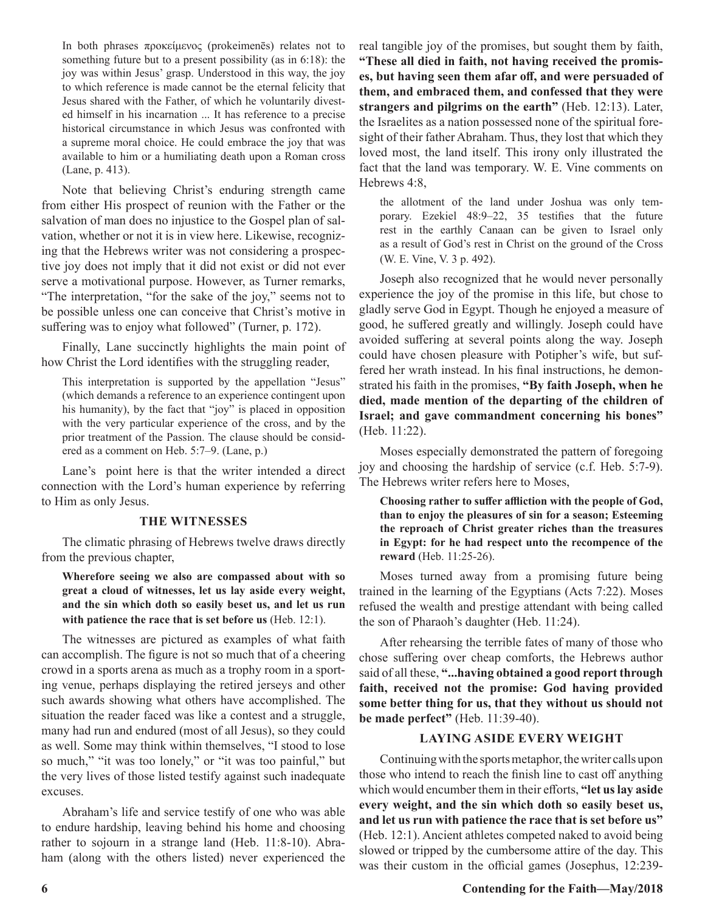> In both phrases προκείμενος (prokeimenēs) relates not to something future but to a present possibility (as in 6:18): the joy was within Jesus' grasp. Understood in this way, the joy to which reference is made cannot be the eternal felicity that Jesus shared with the Father, of which he voluntarily divested himself in his incarnation ... It has reference to a precise historical circumstance in which Jesus was confronted with a supreme moral choice. He could embrace the joy that was available to him or a humiliating death upon a Roman cross (Lane, p. 413).

Note that believing Christ's enduring strength came from either His prospect of reunion with the Father or the salvation of man does no injustice to the Gospel plan of salvation, whether or not it is in view here. Likewise, recognizing that the Hebrews writer was not considering a prospective joy does not imply that it did not exist or did not ever serve a motivational purpose. However, as Turner remarks, "The interpretation, "for the sake of the joy," seems not to be possible unless one can conceive that Christ's motive in suffering was to enjoy what followed" (Turner, p. 172).

Finally, Lane succinctly highlights the main point of how Christ the Lord identifies with the struggling reader,

> This interpretation is supported by the appellation "Jesus" (which demands a reference to an experience contingent upon his humanity), by the fact that "joy" is placed in opposition with the very particular experience of the cross, and by the prior treatment of the Passion. The clause should be considered as a comment on Heb. 5:7–9. (Lane, p.)

Lane's point here is that the writer intended a direct connection with the Lord's human experience by referring to Him as only Jesus.

## THE WITNESSES

The climatic phrasing of Hebrews twelve draws directly from the previous chapter,

> **Wherefore seeing we also are compassed about with so great a cloud of witnesses, let us lay aside every weight, and the sin which doth so easily beset us, and let us run with patience the race that is set before us** (Heb. 12:1).

The witnesses are pictured as examples of what faith can accomplish. The figure is not so much that of a cheering crowd in a sports arena as much as a trophy room in a sporting venue, perhaps displaying the retired jerseys and other such awards showing what others have accomplished. The situation the reader faced was like a contest and a struggle, many had run and endured (most of all Jesus), so they could as well. Some may think within themselves, "I stood to lose so much," "it was too lonely," or "it was too painful," but the very lives of those listed testify against such inadequate excuses.

Abraham's life and service testify of one who was able to endure hardship, leaving behind his home and choosing rather to sojourn in a strange land (Heb. 11:8-10). Abraham (along with the others listed) never experienced the real tangible joy of the promises, but sought them by faith, **"These all died in faith, not having received the promises, but having seen them afar off, and were persuaded of them, and embraced them, and confessed that they were strangers and pilgrims on the earth"** (Heb. 12:13). Later, the Israelites as a nation possessed none of the spiritual foresight of their father Abraham. Thus, they lost that which they loved most, the land itself. This irony only illustrated the fact that the land was temporary. W. E. Vine comments on Hebrews 4:8,

> the allotment of the land under Joshua was only temporary. Ezekiel 48:9–22, 35 testifies that the future rest in the earthly Canaan can be given to Israel only as a result of God's rest in Christ on the ground of the Cross (W. E. Vine, V. 3 p. 492).

Joseph also recognized that he would never personally experience the joy of the promise in this life, but chose to gladly serve God in Egypt. Though he enjoyed a measure of good, he suffered greatly and willingly. Joseph could have avoided suffering at several points along the way. Joseph could have chosen pleasure with Potipher's wife, but suffered her wrath instead. In his final instructions, he demonstrated his faith in the promises, **"By faith Joseph, when he died, made mention of the departing of the children of Israel; and gave commandment concerning his bones"** (Heb. 11:22).

Moses especially demonstrated the pattern of foregoing joy and choosing the hardship of service (c.f. Heb. 5:7-9). The Hebrews writer refers here to Moses,

> **Choosing rather to suffer affliction with the people of God, than to enjoy the pleasures of sin for a season; Esteeming the reproach of Christ greater riches than the treasures in Egypt: for he had respect unto the recompence of the reward** (Heb. 11:25-26).

Moses turned away from a promising future being trained in the learning of the Egyptians (Acts 7:22). Moses refused the wealth and prestige attendant with being called the son of Pharaoh's daughter (Heb. 11:24).

After rehearsing the terrible fates of many of those who chose suffering over cheap comforts, the Hebrews author said of all these, **"...having obtained a good report through faith, received not the promise: God having provided some better thing for us, that they without us should not be made perfect"** (Heb. 11:39-40).

## LAYING ASIDE EVERY WEIGHT

Continuing with the sports metaphor, the writer calls upon those who intend to reach the finish line to cast off anything which would encumber them in their efforts, **"let us lay aside every weight, and the sin which doth so easily beset us, and let us run with patience the race that is set before us"** (Heb. 12:1). Ancient athletes competed naked to avoid being slowed or tripped by the cumbersome attire of the day. This was their custom in the official games (Josephus, 12:239-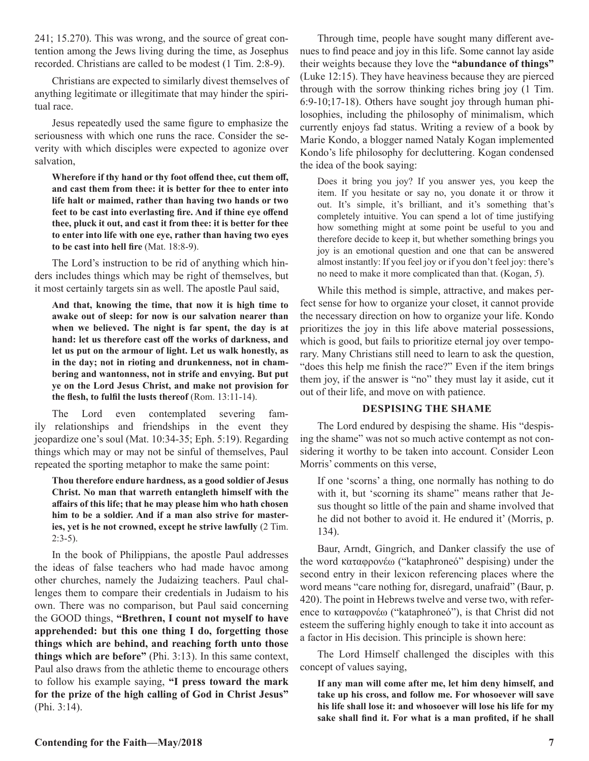241; 15.270). This was wrong, and the source of great contention among the Jews living during the time, as Josephus recorded. Christians are called to be modest (1 Tim. 2:8-9).

Christians are expected to similarly divest themselves of anything legitimate or illegitimate that may hinder the spiritual race.

Jesus repeatedly used the same figure to emphasize the seriousness with which one runs the race. Consider the severity with which disciples were expected to agonize over salvation,

> **Wherefore if thy hand or thy foot offend thee, cut them off, and cast them from thee: it is better for thee to enter into life halt or maimed, rather than having two hands or two feet to be cast into everlasting fire. And if thine eye offend thee, pluck it out, and cast it from thee: it is better for thee to enter into life with one eye, rather than having two eyes to be cast into hell fire** (Mat. 18:8-9).

The Lord's instruction to be rid of anything which hinders includes things which may be right of themselves, but it most certainly targets sin as well. The apostle Paul said,

> **And that, knowing the time, that now it is high time to awake out of sleep: for now is our salvation nearer than when we believed. The night is far spent, the day is at hand: let us therefore cast off the works of darkness, and let us put on the armour of light. Let us walk honestly, as in the day; not in rioting and drunkenness, not in chambering and wantonness, not in strife and envying. But put ye on the Lord Jesus Christ, and make not provision for the flesh, to fulfil the lusts thereof** (Rom. 13:11-14).

The Lord even contemplated severing family relationships and friendships in the event they jeopardize one's soul (Mat. 10:34-35; Eph. 5:19). Regarding things which may or may not be sinful of themselves, Paul repeated the sporting metaphor to make the same point:

> **Thou therefore endure hardness, as a good soldier of Jesus Christ. No man that warreth entangleth himself with the affairs of this life; that he may please him who hath chosen him to be a soldier. And if a man also strive for masteries, yet is he not crowned, except he strive lawfully** (2 Tim. 2:3-5).

In the book of Philippians, the apostle Paul addresses the ideas of false teachers who had made havoc among other churches, namely the Judaizing teachers. Paul challenges them to compare their credentials in Judaism to his own. There was no comparison, but Paul said concerning the GOOD things, **"Brethren, I count not myself to have apprehended: but this one thing I do, forgetting those things which are behind, and reaching forth unto those things which are before"** (Phi. 3:13). In this same context, Paul also draws from the athletic theme to encourage others to follow his example saying, **"I press toward the mark for the prize of the high calling of God in Christ Jesus"** (Phi. 3:14).

Through time, people have sought many different avenues to find peace and joy in this life. Some cannot lay aside their weights because they love the **"abundance of things"** (Luke 12:15). They have heaviness because they are pierced through with the sorrow thinking riches bring joy (1 Tim. 6:9-10;17-18). Others have sought joy through human philosophies, including the philosophy of minimalism, which currently enjoys fad status. Writing a review of a book by Marie Kondo, a blogger named Nataly Kogan implemented Kondo's life philosophy for decluttering. Kogan condensed the idea of the book saying:

> Does it bring you joy? If you answer yes, you keep the item. If you hesitate or say no, you donate it or throw it out. It's simple, it's brilliant, and it's something that's completely intuitive. You can spend a lot of time justifying how something might at some point be useful to you and therefore decide to keep it, but whether something brings you joy is an emotional question and one that can be answered almost instantly: If you feel joy or if you don't feel joy: there's no need to make it more complicated than that. (Kogan, *5*).

While this method is simple, attractive, and makes perfect sense for how to organize your closet, it cannot provide the necessary direction on how to organize your life. Kondo prioritizes the joy in this life above material possessions, which is good, but fails to prioritize eternal joy over temporary. Many Christians still need to learn to ask the question, "does this help me finish the race?" Even if the item brings them joy, if the answer is "no" they must lay it aside, cut it out of their life, and move on with patience.

## DESPISING THE SHAME

The Lord endured by despising the shame. His "despising the shame" was not so much active contempt as not considering it worthy to be taken into account. Consider Leon Morris' comments on this verse,

> If one 'scorns' a thing, one normally has nothing to do with it, but 'scorning its shame" means rather that Jesus thought so little of the pain and shame involved that he did not bother to avoid it. He endured it' (Morris, p. 134).

Baur, Arndt, Gingrich, and Danker classify the use of the word καταφρονέω ("kataphroneó" despising) under the second entry in their lexicon referencing places where the word means "care nothing for, disregard, unafraid" (Baur, p. 420). The point in Hebrews twelve and verse two, with reference to καταφρονέω ("kataphroneó"), is that Christ did not esteem the suffering highly enough to take it into account as a factor in His decision. This principle is shown here:

The Lord Himself challenged the disciples with this concept of values saying,

> **If any man will come after me, let him deny himself, and take up his cross, and follow me. For whosoever will save his life shall lose it: and whosoever will lose his life for my sake shall find it. For what is a man profited, if he shall**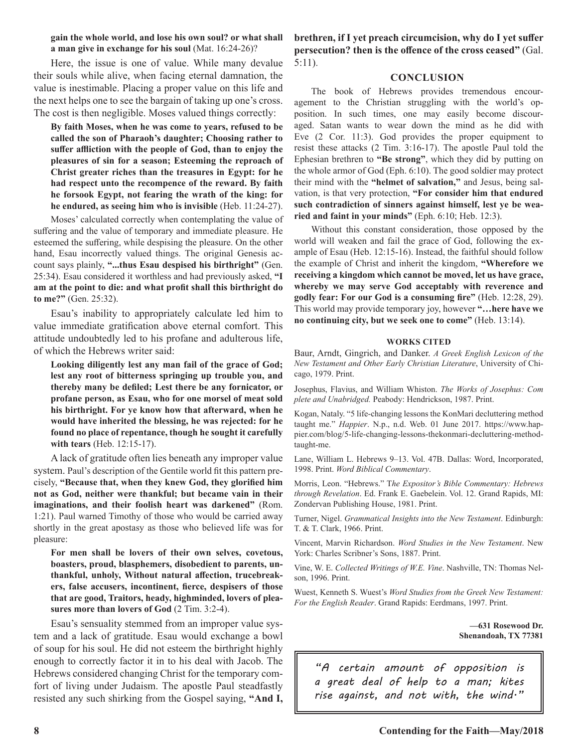**gain the whole world, and lose his own soul? or what shall a man give in exchange for his soul** (Mat. 16:24-26)?

Here, the issue is one of value. While many devalue their souls while alive, when facing eternal damnation, the value is inestimable. Placing a proper value on this life and the next helps one to see the bargain of taking up one's cross. The cost is then negligible. Moses valued things correctly:

> **By faith Moses, when he was come to years, refused to be called the son of Pharaoh's daughter; Choosing rather to suffer affliction with the people of God, than to enjoy the pleasures of sin for a season; Esteeming the reproach of Christ greater riches than the treasures in Egypt: for he had respect unto the recompence of the reward. By faith he forsook Egypt, not fearing the wrath of the king: for he endured, as seeing him who is invisible** (Heb. 11:24-27).

Moses' calculated correctly when contemplating the value of suffering and the value of temporary and immediate pleasure. He esteemed the suffering, while despising the pleasure. On the other hand, Esau incorrectly valued things. The original Genesis account says plainly, **"...thus Esau despised his birthright"** (Gen. 25:34). Esau considered it worthless and had previously asked, **"I am at the point to die: and what profit shall this birthright do to me?"** (Gen. 25:32).

Esau's inability to appropriately calculate led him to value immediate gratification above eternal comfort. This attitude undoubtedly led to his profane and adulterous life, of which the Hebrews writer said:

> **Looking diligently lest any man fail of the grace of God; lest any root of bitterness springing up trouble you, and thereby many be defiled; Lest there be any fornicator, or profane person, as Esau, who for one morsel of meat sold his birthright. For ye know how that afterward, when he would have inherited the blessing, he was rejected: for he found no place of repentance, though he sought it carefully with tears** (Heb. 12:15-17).

A lack of gratitude often lies beneath any improper value system. Paul's description of the Gentile world fit this pattern precisely, **"Because that, when they knew God, they glorified him not as God, neither were thankful; but became vain in their imaginations, and their foolish heart was darkened"** (Rom. 1:21). Paul warned Timothy of those who would be carried away shortly in the great apostasy as those who believed life was for pleasure:

> **For men shall be lovers of their own selves, covetous, boasters, proud, blasphemers, disobedient to parents, unthankful, unholy, Without natural affection, trucebreakers, false accusers, incontinent, fierce, despisers of those that are good, Traitors, heady, highminded, lovers of pleasures more than lovers of God** (2 Tim. 3:2-4).

Esau's sensuality stemmed from an improper value system and a lack of gratitude. Esau would exchange a bowl of soup for his soul. He did not esteem the birthright highly enough to correctly factor it in to his deal with Jacob. The Hebrews considered changing Christ for the temporary comfort of living under Judaism. The apostle Paul steadfastly resisted any such shirking from the Gospel saying, **"And I, brethren, if I yet preach circumcision, why do I yet suffer persecution? then is the offence of the cross ceased"** (Gal. 5:11).

## CONCLUSION

The book of Hebrews provides tremendous encouragement to the Christian struggling with the world's opposition. In such times, one may easily become discouraged. Satan wants to wear down the mind as he did with Eve (2 Cor. 11:3). God provides the proper equipment to resist these attacks (2 Tim. 3:16-17). The apostle Paul told the Ephesian brethren to **"Be strong"**, which they did by putting on the whole armor of God (Eph. 6:10). The good soldier may protect their mind with the **"helmet of salvation,"** and Jesus, being salvation, is that very protection, **"For consider him that endured such contradiction of sinners against himself, lest ye be wearied and faint in your minds"** (Eph. 6:10; Heb. 12:3).

Without this constant consideration, those opposed by the world will weaken and fail the grace of God, following the example of Esau (Heb. 12:15-16). Instead, the faithful should follow the example of Christ and inherit the kingdom, **"Wherefore we receiving a kingdom which cannot be moved, let us have grace, whereby we may serve God acceptably with reverence and godly fear: For our God is a consuming fire"** (Heb. 12:28, 29). This world may provide temporary joy, however **"…here have we no continuing city, but we seek one to come"** (Heb. 13:14).

### WORKS CITED

Baur, Arndt, Gingrich, and Danker. *A Greek English Lexicon of the New Testament and Other Early Christian Literature*, University of Chicago, 1979. Print.

Josephus, Flavius, and William Whiston. *The Works of Josephus: Com plete and Unabridged.* Peabody: Hendrickson, 1987. Print.

Kogan, Nataly. "5 life-changing lessons the KonMari decluttering method taught me." *Happier*. N.p., n.d. Web. 01 June 2017. https://www.happier.com/blog/5-life-changing-lessons-thekonmari-decluttering-method-taught-me.

Lane, William L. Hebrews 9–13. Vol. 47B. Dallas: Word, Incorporated, 1998. Print. *Word Biblical Commentary*.

Morris, Leon. "Hebrews." T*he Expositor's Bible Commentary: Hebrews through Revelation*. Ed. Frank E. Gaebelein. Vol. 12. Grand Rapids, MI: Zondervan Publishing House, 1981. Print.

Turner, Nigel. *Grammatical Insights into the New Testament*. Edinburgh: T. & T. Clark, 1966. Print.

Vincent, Marvin Richardson. *Word Studies in the New Testament*. New York: Charles Scribner's Sons, 1887. Print.

Vine, W. E. *Collected Writings of W.E. Vine*. Nashville, TN: Thomas Nelson, 1996. Print.

Wuest, Kenneth S. Wuest's *Word Studies from the Greek New Testament: For the English Reader*. Grand Rapids: Eerdmans, 1997. Print.

**—631 Rosewood Dr.**
**Shenandoah, TX 77381**

> "A certain amount of opposition is a great deal of help to a man; kites rise against, and not with, the wind."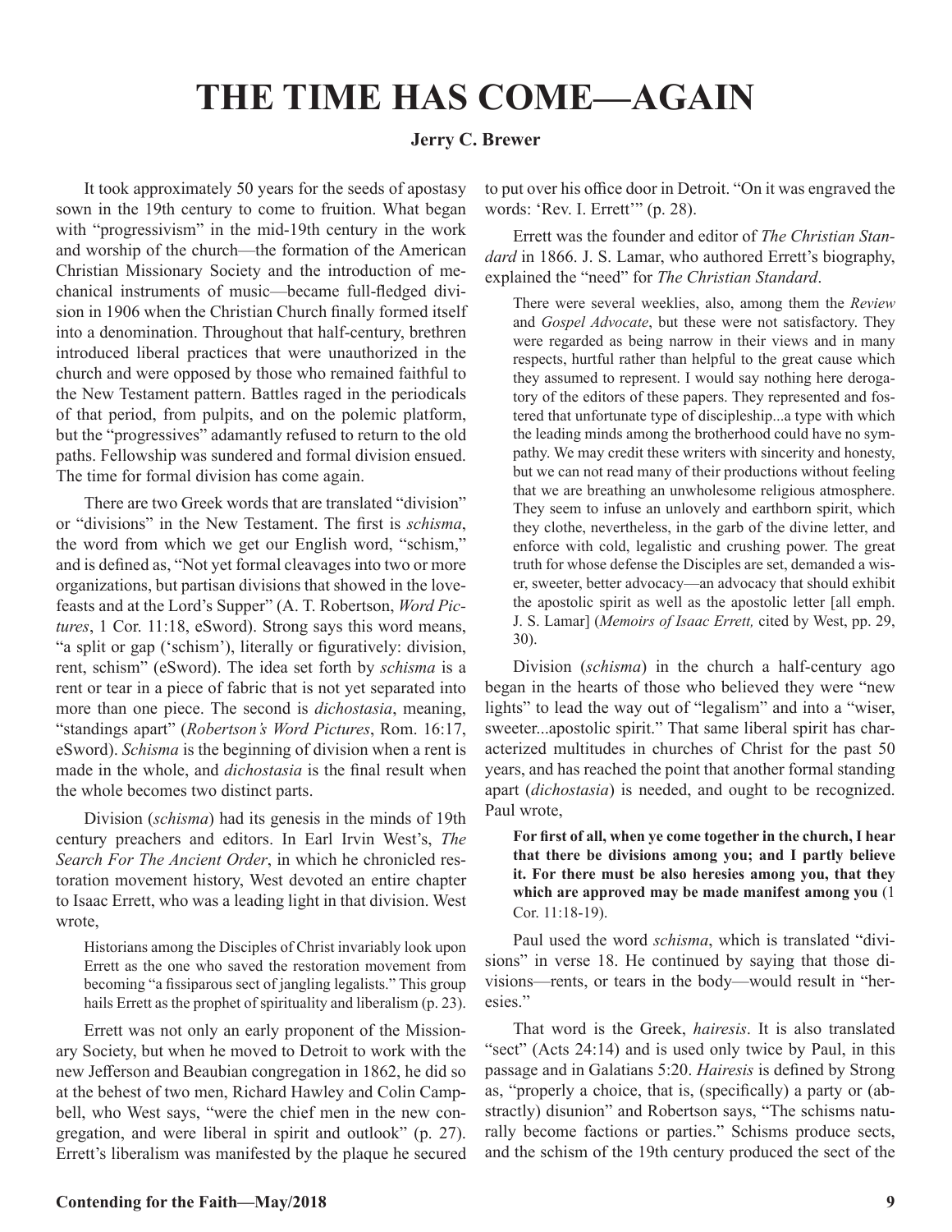# THE TIME HAS COME—AGAIN

**Jerry C. Brewer**

It took approximately 50 years for the seeds of apostasy sown in the 19th century to come to fruition. What began with "progressivism" in the mid-19th century in the work and worship of the church—the formation of the American Christian Missionary Society and the introduction of mechanical instruments of music—became full-fledged division in 1906 when the Christian Church finally formed itself into a denomination. Throughout that half-century, brethren introduced liberal practices that were unauthorized in the church and were opposed by those who remained faithful to the New Testament pattern. Battles raged in the periodicals of that period, from pulpits, and on the polemic platform, but the "progressives" adamantly refused to return to the old paths. Fellowship was sundered and formal division ensued. The time for formal division has come again.

There are two Greek words that are translated "division" or "divisions" in the New Testament. The first is *schisma*, the word from which we get our English word, "schism," and is defined as, "Not yet formal cleavages into two or more organizations, but partisan divisions that showed in the love-feasts and at the Lord's Supper" (A. T. Robertson, *Word Pictures*, 1 Cor. 11:18, eSword). Strong says this word means, "a split or gap ('schism'), literally or figuratively: division, rent, schism" (eSword). The idea set forth by *schisma* is a rent or tear in a piece of fabric that is not yet separated into more than one piece. The second is *dichostasia*, meaning, "standings apart" (*Robertson's Word Pictures*, Rom. 16:17, eSword). *Schisma* is the beginning of division when a rent is made in the whole, and *dichostasia* is the final result when the whole becomes two distinct parts.

Division (*schisma*) had its genesis in the minds of 19th century preachers and editors. In Earl Irvin West's, *The Search For The Ancient Order*, in which he chronicled restoration movement history, West devoted an entire chapter to Isaac Errett, who was a leading light in that division. West wrote,

> Historians among the Disciples of Christ invariably look upon Errett as the one who saved the restoration movement from becoming "a fissiparous sect of jangling legalists." This group hails Errett as the prophet of spirituality and liberalism (p. 23).

Errett was not only an early proponent of the Missionary Society, but when he moved to Detroit to work with the new Jefferson and Beaubian congregation in 1862, he did so at the behest of two men, Richard Hawley and Colin Campbell, who West says, "were the chief men in the new congregation, and were liberal in spirit and outlook" (p. 27). Errett's liberalism was manifested by the plaque he secured to put over his office door in Detroit. "On it was engraved the words: 'Rev. I. Errett'" (p. 28).

Errett was the founder and editor of *The Christian Standard* in 1866. J. S. Lamar, who authored Errett's biography, explained the "need" for *The Christian Standard*.

> There were several weeklies, also, among them the *Review* and *Gospel Advocate*, but these were not satisfactory. They were regarded as being narrow in their views and in many respects, hurtful rather than helpful to the great cause which they assumed to represent. I would say nothing here derogatory of the editors of these papers. They represented and fostered that unfortunate type of discipleship...a type with which the leading minds among the brotherhood could have no sympathy. We may credit these writers with sincerity and honesty, but we can not read many of their productions without feeling that we are breathing an unwholesome religious atmosphere. They seem to infuse an unlovely and earthborn spirit, which they clothe, nevertheless, in the garb of the divine letter, and enforce with cold, legalistic and crushing power. The great truth for whose defense the Disciples are set, demanded a wiser, sweeter, better advocacy—an advocacy that should exhibit the apostolic spirit as well as the apostolic letter [all emph. J. S. Lamar] (*Memoirs of Isaac Errett,* cited by West, pp. 29, 30).

Division (*schisma*) in the church a half-century ago began in the hearts of those who believed they were "new lights" to lead the way out of "legalism" and into a "wiser, sweeter...apostolic spirit." That same liberal spirit has characterized multitudes in churches of Christ for the past 50 years, and has reached the point that another formal standing apart (*dichostasia*) is needed, and ought to be recognized. Paul wrote,

> **For first of all, when ye come together in the church, I hear that there be divisions among you; and I partly believe it. For there must be also heresies among you, that they which are approved may be made manifest among you** (1 Cor. 11:18-19).

Paul used the word *schisma*, which is translated "divisions" in verse 18. He continued by saying that those divisions—rents, or tears in the body—would result in "heresies."

That word is the Greek, *hairesis*. It is also translated "sect" (Acts 24:14) and is used only twice by Paul, in this passage and in Galatians 5:20. *Hairesis* is defined by Strong as, "properly a choice, that is, (specifically) a party or (abstractly) disunion" and Robertson says, "The schisms naturally become factions or parties." Schisms produce sects, and the schism of the 19th century produced the sect of the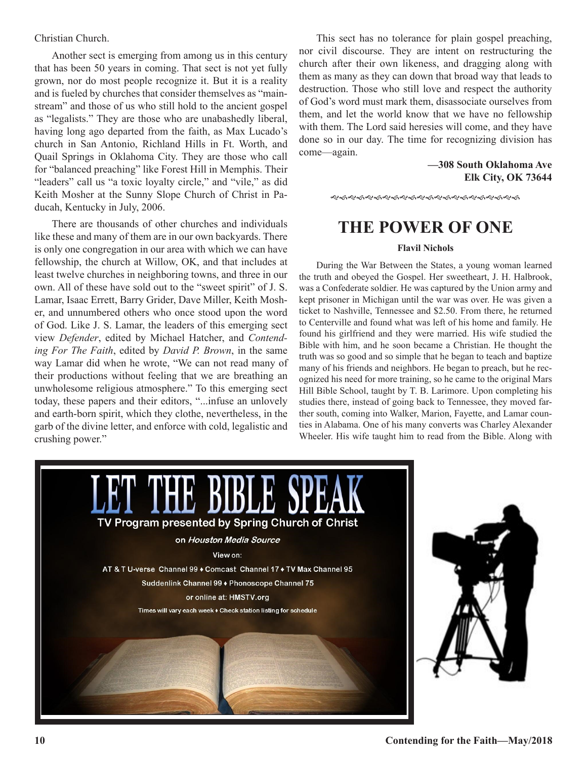Christian Church.

Another sect is emerging from among us in this century that has been 50 years in coming. That sect is not yet fully grown, nor do most people recognize it. But it is a reality and is fueled by churches that consider themselves as "mainstream" and those of us who still hold to the ancient gospel as "legalists." They are those who are unabashedly liberal, having long ago departed from the faith, as Max Lucado's church in San Antonio, Richland Hills in Ft. Worth, and Quail Springs in Oklahoma City. They are those who call for "balanced preaching" like Forest Hill in Memphis. Their "leaders" call us "a toxic loyalty circle," and "vile," as did Keith Mosher at the Sunny Slope Church of Christ in Paducah, Kentucky in July, 2006.

There are thousands of other churches and individuals like these and many of them are in our own backyards. There is only one congregation in our area with which we can have fellowship, the church at Willow, OK, and that includes at least twelve churches in neighboring towns, and three in our own. All of these have sold out to the "sweet spirit" of J. S. Lamar, Isaac Errett, Barry Grider, Dave Miller, Keith Mosher, and unnumbered others who once stood upon the word of God. Like J. S. Lamar, the leaders of this emerging sect view *Defender*, edited by Michael Hatcher, and *Contending For The Faith*, edited by *David P. Brown*, in the same way Lamar did when he wrote, "We can not read many of their productions without feeling that we are breathing an unwholesome religious atmosphere." To this emerging sect today, these papers and their editors, "...infuse an unlovely and earth-born spirit, which they clothe, nevertheless, in the garb of the divine letter, and enforce with cold, legalistic and crushing power."

This sect has no tolerance for plain gospel preaching, nor civil discourse. They are intent on restructuring the church after their own likeness, and dragging along with them as many as they can down that broad way that leads to destruction. Those who still love and respect the authority of God's word must mark them, disassociate ourselves from them, and let the world know that we have no fellowship with them. The Lord said heresies will come, and they have done so in our day. The time for recognizing division has come—again.

**—308 South Oklahoma Ave**
**Elk City, OK 73644**

# THE POWER OF ONE

**Flavil Nichols**

During the War Between the States, a young woman learned the truth and obeyed the Gospel. Her sweetheart, J. H. Halbrook, was a Confederate soldier. He was captured by the Union army and kept prisoner in Michigan until the war was over. He was given a ticket to Nashville, Tennessee and $2.50. From there, he returned to Centerville and found what was left of his home and family. He found his girlfriend and they were married. His wife studied the Bible with him, and he soon became a Christian. He thought the truth was so good and so simple that he began to teach and baptize many of his friends and neighbors. He began to preach, but he recognized his need for more training, so he came to the original Mars Hill Bible School, taught by T. B. Larimore. Upon completing his studies there, instead of going back to Tennessee, they moved farther south, coming into Walker, Marion, Fayette, and Lamar counties in Alabama. One of his many converts was Charley Alexander Wheeler. His wife taught him to read from the Bible. Along with

LET THE BIBLE SPEAK

TV Program presented by Spring Church of Christ

on *Houston Media Source*

View on:

AT & T U-verse Channel 99 ♦ Comcast Channel 17 ♦ TV Max Channel 95

Suddenlink Channel 99 ♦ Phonoscope Channel 75

or online at: HMSTV.org

Times will vary each week ♦ Check station listing for schedule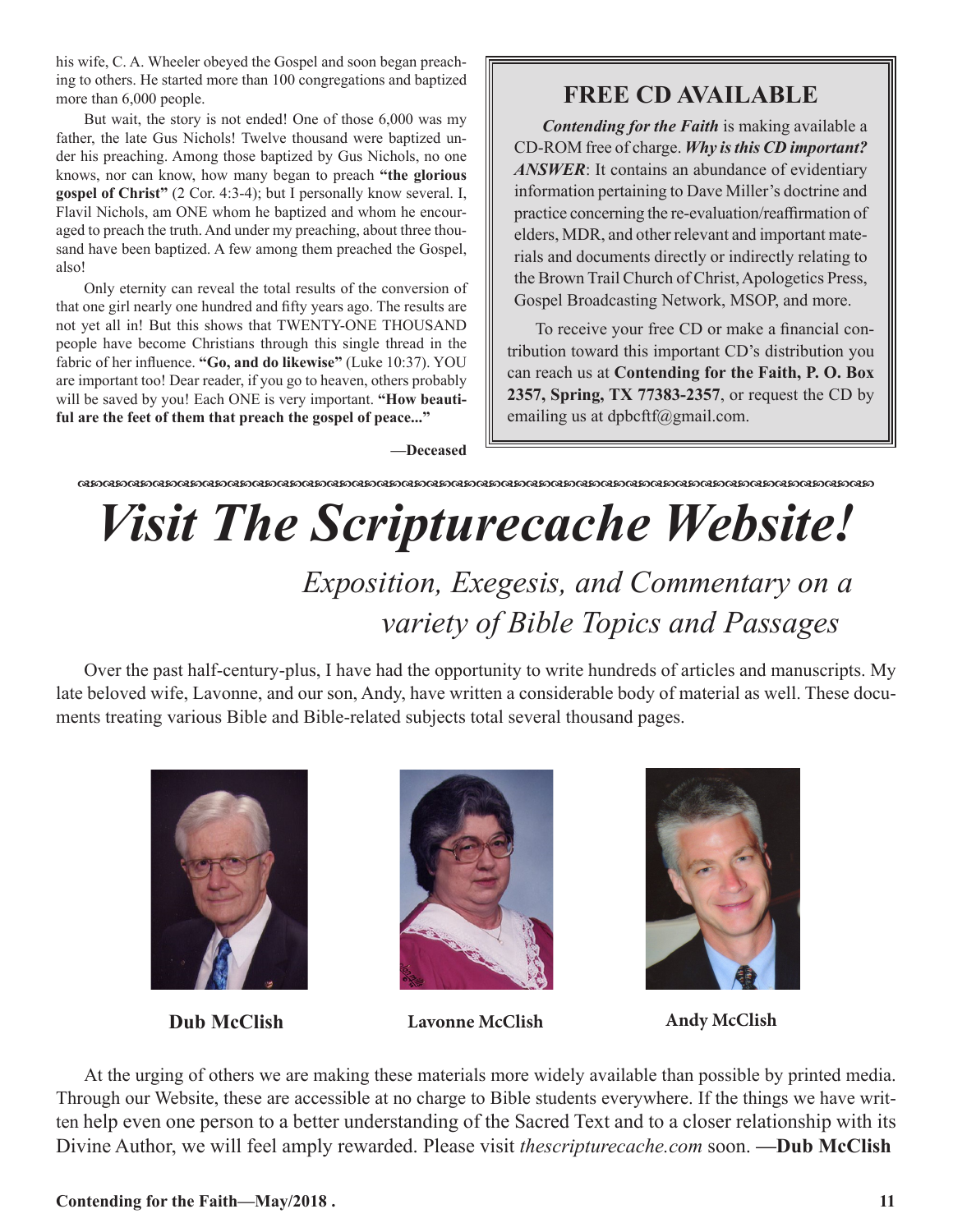his wife, C. A. Wheeler obeyed the Gospel and soon began preaching to others. He started more than 100 congregations and baptized more than 6,000 people.

But wait, the story is not ended! One of those 6,000 was my father, the late Gus Nichols! Twelve thousand were baptized under his preaching. Among those baptized by Gus Nichols, no one knows, nor can know, how many began to preach **"the glorious gospel of Christ"** (2 Cor. 4:3-4); but I personally know several. I, Flavil Nichols, am ONE whom he baptized and whom he encouraged to preach the truth. And under my preaching, about three thousand have been baptized. A few among them preached the Gospel, also!

Only eternity can reveal the total results of the conversion of that one girl nearly one hundred and fifty years ago. The results are not yet all in! But this shows that TWENTY-ONE THOUSAND people have become Christians through this single thread in the fabric of her influence. **"Go, and do likewise"** (Luke 10:37). YOU are important too! Dear reader, if you go to heaven, others probably will be saved by you! Each ONE is very important. **"How beautiful are the feet of them that preach the gospel of peace..."**

**—Deceased**

## FREE CD AVAILABLE

***Contending for the Faith*** is making available a CD-ROM free of charge. ***Why is this CD important? ANSWER***: It contains an abundance of evidentiary information pertaining to Dave Miller's doctrine and practice concerning the re-evaluation/reaffirmation of elders, MDR, and other relevant and important materials and documents directly or indirectly relating to the Brown Trail Church of Christ, Apologetics Press, Gospel Broadcasting Network, MSOP, and more.

To receive your free CD or make a financial contribution toward this important CD's distribution you can reach us at **Contending for the Faith, P. O. Box 2357, Spring, TX 77383-2357**, or request the CD by emailing us at dpbcftf@gmail.com.

# *Visit The Scripturecache Website!*

## *Exposition, Exegesis, and Commentary on a variety of Bible Topics and Passages*

Over the past half-century-plus, I have had the opportunity to write hundreds of articles and manuscripts. My late beloved wife, Lavonne, and our son, Andy, have written a considerable body of material as well. These documents treating various Bible and Bible-related subjects total several thousand pages.

**Dub McClish** **Lavonne McClish** **Andy McClish**

At the urging of others we are making these materials more widely available than possible by printed media. Through our Website, these are accessible at no charge to Bible students everywhere. If the things we have written help even one person to a better understanding of the Sacred Text and to a closer relationship with its Divine Author, we will feel amply rewarded. Please visit *thescripturecache.com* soon. **—Dub McClish**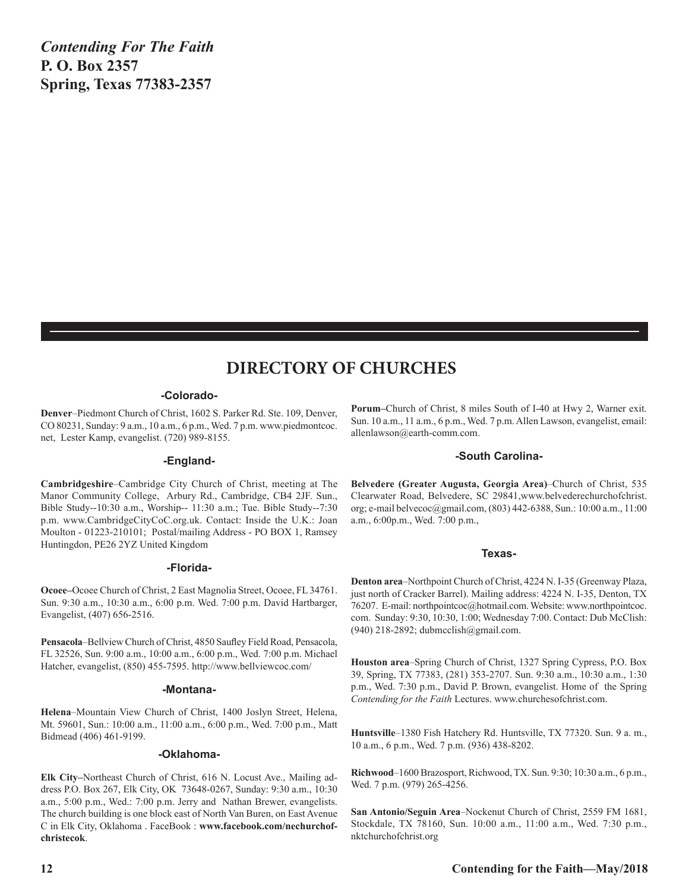*Contending For The Faith*
**P. O. Box 2357**
**Spring, Texas 77383-2357**

# DIRECTORY OF CHURCHES

### -Colorado-

**Denver**–Piedmont Church of Christ, 1602 S. Parker Rd. Ste. 109, Denver, CO 80231, Sunday: 9 a.m., 10 a.m., 6 p.m., Wed. 7 p.m. www.piedmontcoc.net, Lester Kamp, evangelist. (720) 989-8155.

### -England-

**Cambridgeshire**–Cambridge City Church of Christ, meeting at The Manor Community College, Arbury Rd., Cambridge, CB4 2JF. Sun., Bible Study--10:30 a.m., Worship-- 11:30 a.m.; Tue. Bible Study--7:30 p.m. www.CambridgeCityCoC.org.uk. Contact: Inside the U.K.: Joan Moulton - 01223-210101; Postal/mailing Address - PO BOX 1, Ramsey Huntingdon, PE26 2YZ United Kingdom

### -Florida-

**Ocoee–**Ocoee Church of Christ, 2 East Magnolia Street, Ocoee, FL 34761. Sun. 9:30 a.m., 10:30 a.m., 6:00 p.m. Wed. 7:00 p.m. David Hartbarger, Evangelist, (407) 656-2516.

**Pensacola**–Bellview Church of Christ, 4850 Saufley Field Road, Pensacola, FL 32526, Sun. 9:00 a.m., 10:00 a.m., 6:00 p.m., Wed. 7:00 p.m. Michael Hatcher, evangelist, (850) 455-7595. http://www.bellviewcoc.com/

### -Montana-

**Helena**–Mountain View Church of Christ, 1400 Joslyn Street, Helena, Mt. 59601, Sun.: 10:00 a.m., 11:00 a.m., 6:00 p.m., Wed. 7:00 p.m., Matt Bidmead (406) 461-9199.

### -Oklahoma-

**Elk City–**Northeast Church of Christ, 616 N. Locust Ave., Mailing address P.O. Box 267, Elk City, OK 73648-0267, Sunday: 9:30 a.m., 10:30 a.m., 5:00 p.m., Wed.: 7:00 p.m. Jerry and Nathan Brewer, evangelists. The church building is one block east of North Van Buren, on East Avenue C in Elk City, Oklahoma . FaceBook : **www.facebook.com/nechurchofchristecok**.

**Porum–**Church of Christ, 8 miles South of I-40 at Hwy 2, Warner exit. Sun. 10 a.m., 11 a.m., 6 p.m., Wed. 7 p.m. Allen Lawson, evangelist, email: allenlawson@earth-comm.com.

### -South Carolina-

**Belvedere (Greater Augusta, Georgia Area)**–Church of Christ, 535 Clearwater Road, Belvedere, SC 29841,www.belvederechurchofchrist.org; e-mail belvecoc@gmail.com, (803) 442-6388, Sun.: 10:00 a.m., 11:00 a.m., 6:00p.m., Wed. 7:00 p.m.,

### Texas-

**Denton area**–Northpoint Church of Christ, 4224 N. I-35 (Greenway Plaza, just north of Cracker Barrel). Mailing address: 4224 N. I-35, Denton, TX 76207. E-mail: northpointcoc@hotmail.com. Website: www.northpointcoc.com. Sunday: 9:30, 10:30, 1:00; Wednesday 7:00. Contact: Dub McClish: (940) 218-2892; dubmcclish@gmail.com.

**Houston area**–Spring Church of Christ, 1327 Spring Cypress, P.O. Box 39, Spring, TX 77383, (281) 353-2707. Sun. 9:30 a.m., 10:30 a.m., 1:30 p.m., Wed. 7:30 p.m., David P. Brown, evangelist. Home of the Spring *Contending for the Faith* Lectures. www.churchesofchrist.com.

**Huntsville**–1380 Fish Hatchery Rd. Huntsville, TX 77320. Sun. 9 a. m., 10 a.m., 6 p.m., Wed. 7 p.m. (936) 438-8202.

**Richwood**–1600 Brazosport, Richwood, TX. Sun. 9:30; 10:30 a.m., 6 p.m., Wed. 7 p.m. (979) 265-4256.

**San Antonio/Seguin Area**–Nockenut Church of Christ, 2559 FM 1681, Stockdale, TX 78160, Sun. 10:00 a.m., 11:00 a.m., Wed. 7:30 p.m., nktchurchofchrist.org